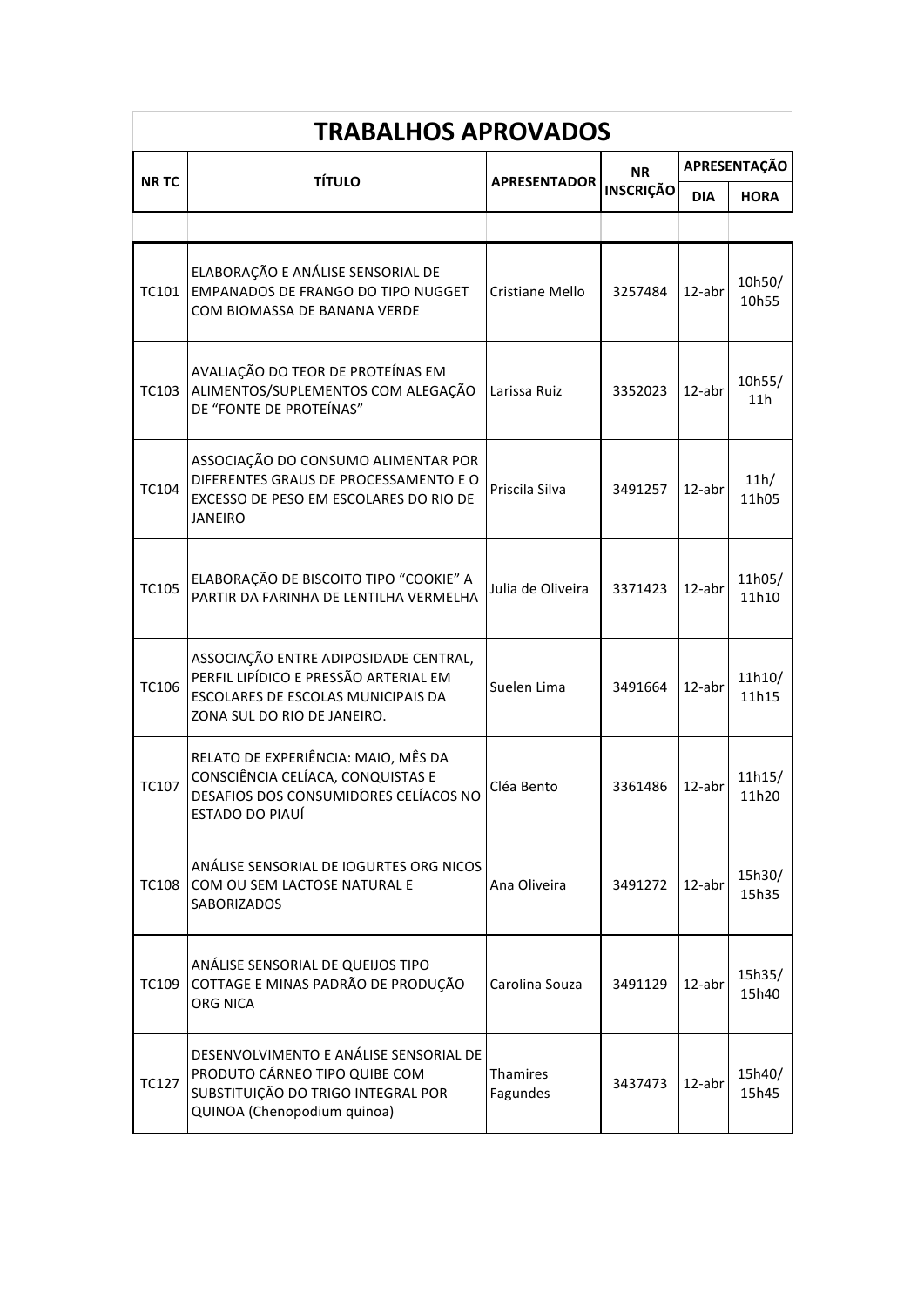# TRABALHOS APROVADOS

| NR TC | TÍTULO | APRESENTADOR | NR INSCRIÇÃO | APRESENTAÇÃO | |
|---|---|---|---|---|---|
| | | | | DIA | HORA |
| | | | | | |
| TC101 | ELABORAÇÃO E ANÁLISE SENSORIAL DE EMPANADOS DE FRANGO DO TIPO NUGGET COM BIOMASSA DE BANANA VERDE | Cristiane Mello | 3257484 | 12-abr | 10h50/ 10h55 |
| TC103 | AVALIAÇÃO DO TEOR DE PROTEÍNAS EM ALIMENTOS/SUPLEMENTOS COM ALEGAÇÃO DE "FONTE DE PROTEÍNAS" | Larissa Ruiz | 3352023 | 12-abr | 10h55/ 11h |
| TC104 | ASSOCIAÇÃO DO CONSUMO ALIMENTAR POR DIFERENTES GRAUS DE PROCESSAMENTO E O EXCESSO DE PESO EM ESCOLARES DO RIO DE JANEIRO | Priscila Silva | 3491257 | 12-abr | 11h/ 11h05 |
| TC105 | ELABORAÇÃO DE BISCOITO TIPO "COOKIE" A PARTIR DA FARINHA DE LENTILHA VERMELHA | Julia de Oliveira | 3371423 | 12-abr | 11h05/ 11h10 |
| TC106 | ASSOCIAÇÃO ENTRE ADIPOSIDADE CENTRAL, PERFIL LIPÍDICO E PRESSÃO ARTERIAL EM ESCOLARES DE ESCOLAS MUNICIPAIS DA ZONA SUL DO RIO DE JANEIRO. | Suelen Lima | 3491664 | 12-abr | 11h10/ 11h15 |
| TC107 | RELATO DE EXPERIÊNCIA: MAIO, MÊS DA CONSCIÊNCIA CELÍACA, CONQUISTAS E DESAFIOS DOS CONSUMIDORES CELÍACOS NO ESTADO DO PIAUÍ | Cléa Bento | 3361486 | 12-abr | 11h15/ 11h20 |
| TC108 | ANÁLISE SENSORIAL DE IOGURTES ORG NICOS COM OU SEM LACTOSE NATURAL E SABORIZADOS | Ana Oliveira | 3491272 | 12-abr | 15h30/ 15h35 |
| TC109 | ANÁLISE SENSORIAL DE QUEIJOS TIPO COTTAGE E MINAS PADRÃO DE PRODUÇÃO ORG NICA | Carolina Souza | 3491129 | 12-abr | 15h35/ 15h40 |
| TC127 | DESENVOLVIMENTO E ANÁLISE SENSORIAL DE PRODUTO CÁRNEO TIPO QUIBE COM SUBSTITUIÇÃO DO TRIGO INTEGRAL POR QUINOA (Chenopodium quinoa) | Thamires Fagundes | 3437473 | 12-abr | 15h40/ 15h45 |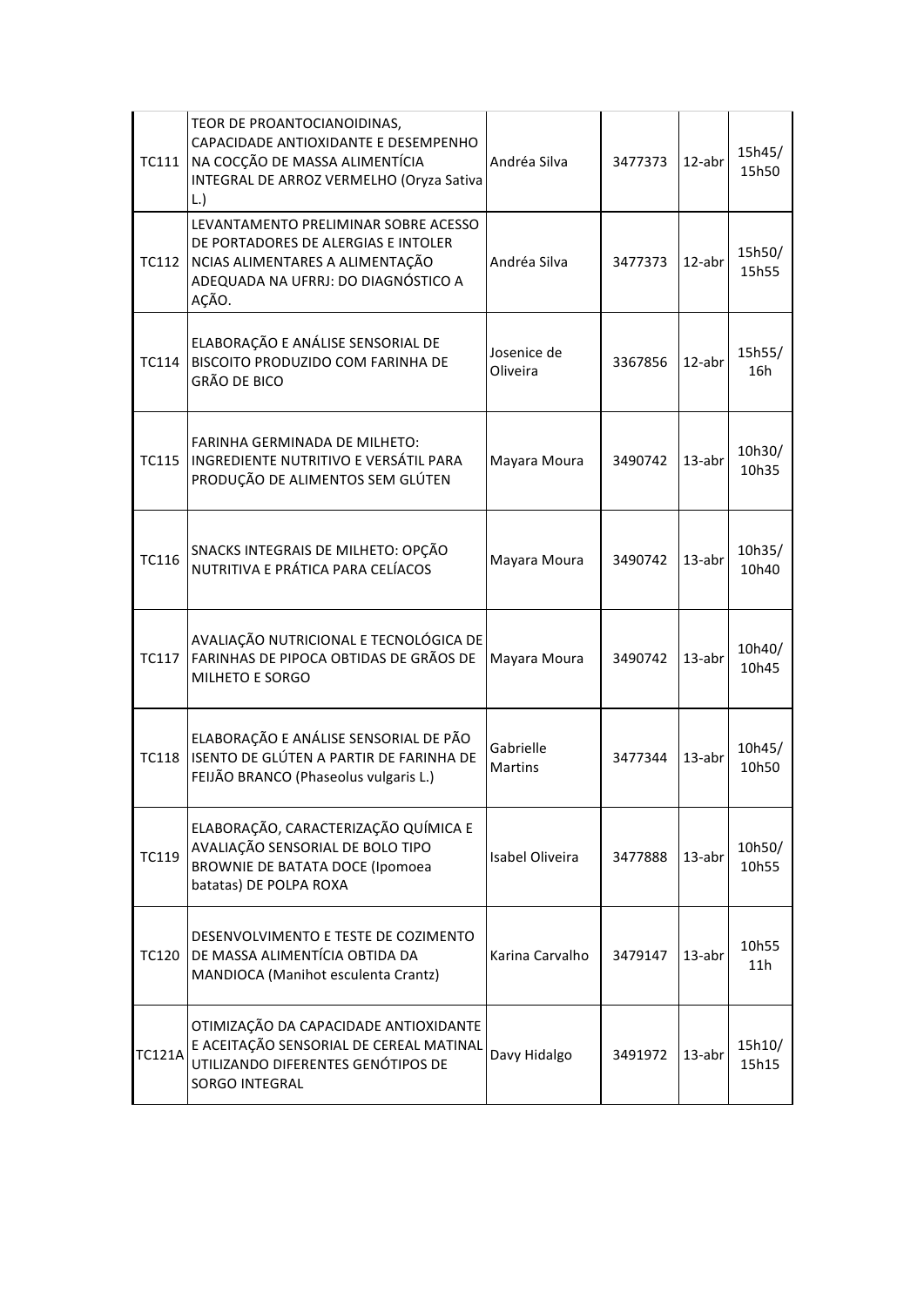| | | | | | |
|---|---|---|---|---|---|
| TC111 | TEOR DE PROANTOCIANOIDINAS, CAPACIDADE ANTIOXIDANTE E DESEMPENHO NA COCÇÃO DE MASSA ALIMENTÍCIA INTEGRAL DE ARROZ VERMELHO (Oryza Sativa L.) | Andréa Silva | 3477373 | 12-abr | 15h45/ 15h50 |
| TC112 | LEVANTAMENTO PRELIMINAR SOBRE ACESSO DE PORTADORES DE ALERGIAS E INTOLER NCIAS ALIMENTARES A ALIMENTAÇÃO ADEQUADA NA UFRRJ: DO DIAGNÓSTICO A AÇÃO. | Andréa Silva | 3477373 | 12-abr | 15h50/ 15h55 |
| TC114 | ELABORAÇÃO E ANÁLISE SENSORIAL DE BISCOITO PRODUZIDO COM FARINHA DE GRÃO DE BICO | Josenice de Oliveira | 3367856 | 12-abr | 15h55/ 16h |
| TC115 | FARINHA GERMINADA DE MILHETO: INGREDIENTE NUTRITIVO E VERSÁTIL PARA PRODUÇÃO DE ALIMENTOS SEM GLÚTEN | Mayara Moura | 3490742 | 13-abr | 10h30/ 10h35 |
| TC116 | SNACKS INTEGRAIS DE MILHETO: OPÇÃO NUTRITIVA E PRÁTICA PARA CELÍACOS | Mayara Moura | 3490742 | 13-abr | 10h35/ 10h40 |
| TC117 | AVALIAÇÃO NUTRICIONAL E TECNOLÓGICA DE FARINHAS DE PIPOCA OBTIDAS DE GRÃOS DE MILHETO E SORGO | Mayara Moura | 3490742 | 13-abr | 10h40/ 10h45 |
| TC118 | ELABORAÇÃO E ANÁLISE SENSORIAL DE PÃO ISENTO DE GLÚTEN A PARTIR DE FARINHA DE FEIJÃO BRANCO (Phaseolus vulgaris L.) | Gabrielle Martins | 3477344 | 13-abr | 10h45/ 10h50 |
| TC119 | ELABORAÇÃO, CARACTERIZAÇÃO QUÍMICA E AVALIAÇÃO SENSORIAL DE BOLO TIPO BROWNIE DE BATATA DOCE (Ipomoea batatas) DE POLPA ROXA | Isabel Oliveira | 3477888 | 13-abr | 10h50/ 10h55 |
| TC120 | DESENVOLVIMENTO E TESTE DE COZIMENTO DE MASSA ALIMENTÍCIA OBTIDA DA MANDIOCA (Manihot esculenta Crantz) | Karina Carvalho | 3479147 | 13-abr | 10h55 11h |
| TC121A | OTIMIZAÇÃO DA CAPACIDADE ANTIOXIDANTE E ACEITAÇÃO SENSORIAL DE CEREAL MATINAL UTILIZANDO DIFERENTES GENÓTIPOS DE SORGO INTEGRAL | Davy Hidalgo | 3491972 | 13-abr | 15h10/ 15h15 |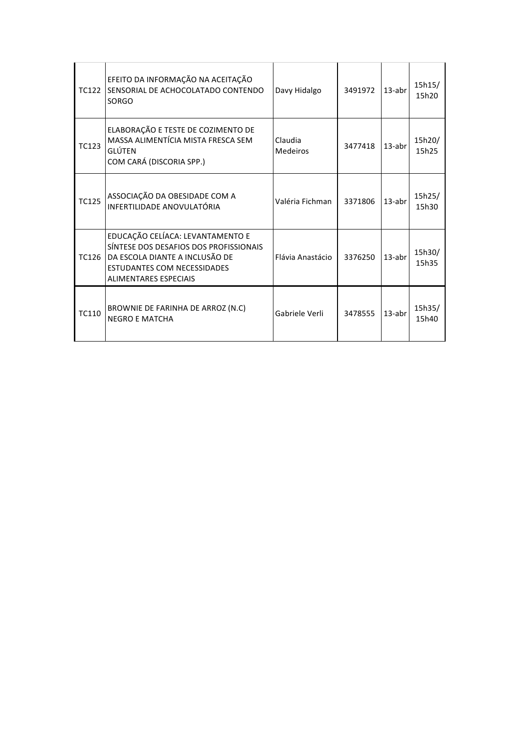| | | | | | |
|---|---|---|---|---|---|
| TC122 | EFEITO DA INFORMAÇÃO NA ACEITAÇÃO SENSORIAL DE ACHOCOLATADO CONTENDO SORGO | Davy Hidalgo | 3491972 | 13-abr | 15h15/ 15h20 |
| TC123 | ELABORAÇÃO E TESTE DE COZIMENTO DE MASSA ALIMENTÍCIA MISTA FRESCA SEM GLÚTEN COM CARÁ (DISCORIA SPP.) | Claudia Medeiros | 3477418 | 13-abr | 15h20/ 15h25 |
| TC125 | ASSOCIAÇÃO DA OBESIDADE COM A INFERTILIDADE ANOVULATÓRIA | Valéria Fichman | 3371806 | 13-abr | 15h25/ 15h30 |
| TC126 | EDUCAÇÃO CELÍACA: LEVANTAMENTO E SÍNTESE DOS DESAFIOS DOS PROFISSIONAIS DA ESCOLA DIANTE A INCLUSÃO DE ESTUDANTES COM NECESSIDADES ALIMENTARES ESPECIAIS | Flávia Anastácio | 3376250 | 13-abr | 15h30/ 15h35 |
| TC110 | BROWNIE DE FARINHA DE ARROZ (N.C) NEGRO E MATCHA | Gabriele Verli | 3478555 | 13-abr | 15h35/ 15h40 |